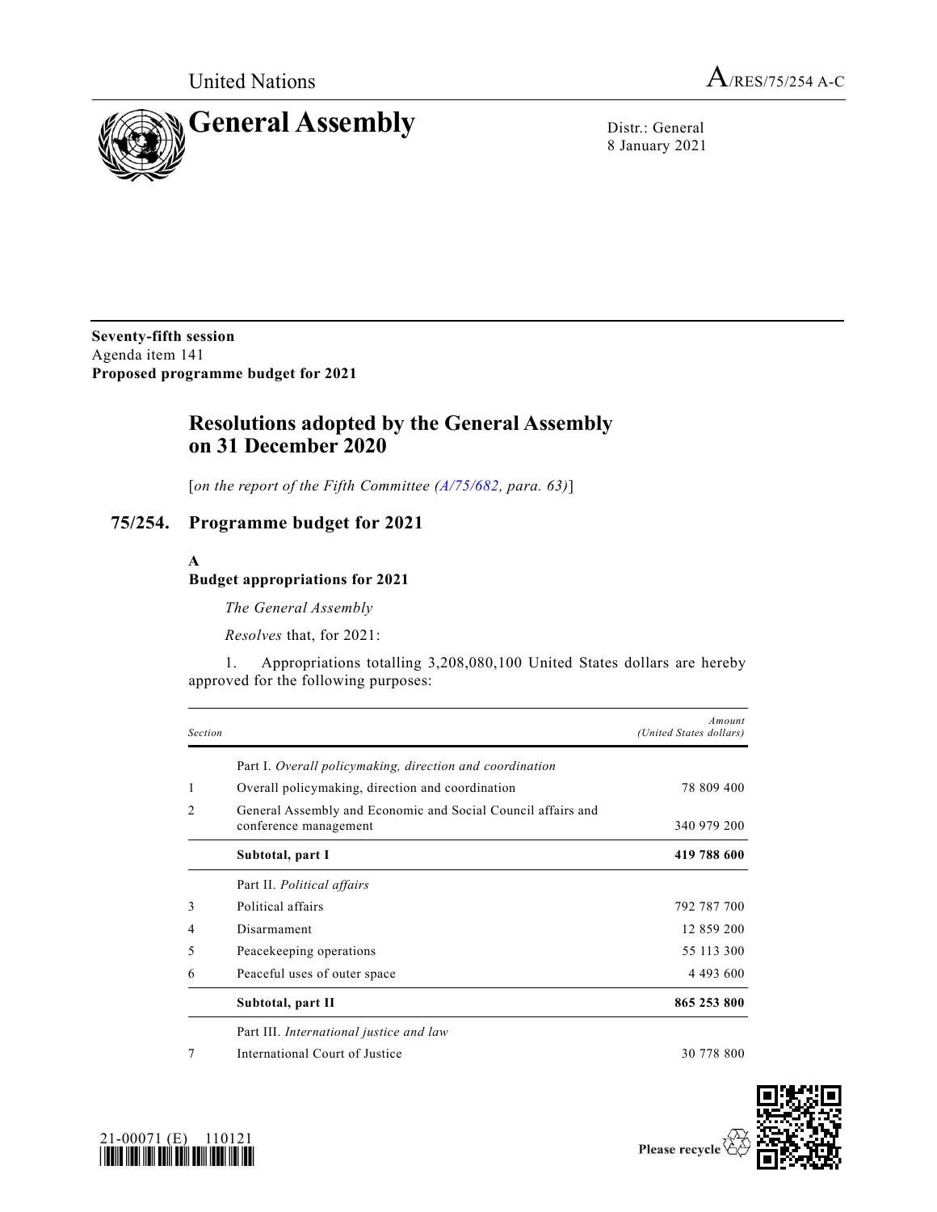United Nations A/RES/75/254 A-C

# General Assembly

Distr.: General
8 January 2021

**Seventy-fifth session**
Agenda item 141
**Proposed programme budget for 2021**

## Resolutions adopted by the General Assembly on 31 December 2020

[*on the report of the Fifth Committee (A/75/682, para. 63)*]

## 75/254. Programme budget for 2021

### A
### Budget appropriations for 2021

*The General Assembly*

*Resolves* that, for 2021:

1. Appropriations totalling 3,208,080,100 United States dollars are hereby approved for the following purposes:

| *Section* | | *Amount (United States dollars)* |
|---|---|---|
| | Part I. *Overall policymaking, direction and coordination* | |
| 1 | Overall policymaking, direction and coordination | 78 809 400 |
| 2 | General Assembly and Economic and Social Council affairs and conference management | 340 979 200 |
| | **Subtotal, part I** | **419 788 600** |
| | Part II. *Political affairs* | |
| 3 | Political affairs | 792 787 700 |
| 4 | Disarmament | 12 859 200 |
| 5 | Peacekeeping operations | 55 113 300 |
| 6 | Peaceful uses of outer space | 4 493 600 |
| | **Subtotal, part II** | **865 253 800** |
| | Part III. *International justice and law* | |
| 7 | International Court of Justice | 30 778 800 |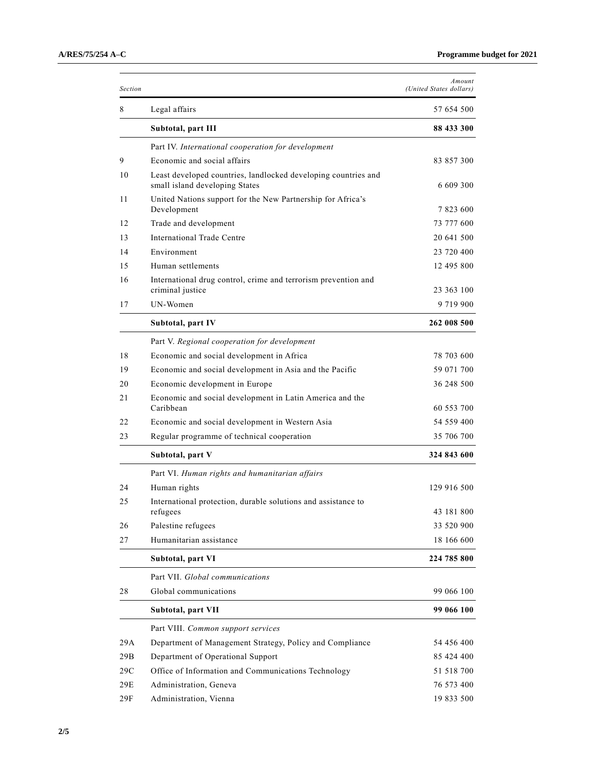| Section | | Amount (United States dollars) |
|---|---|---|
| 8 | Legal affairs | 57 654 500 |
| | **Subtotal, part III** | **88 433 300** |
| | Part IV. *International cooperation for development* | |
| 9 | Economic and social affairs | 83 857 300 |
| 10 | Least developed countries, landlocked developing countries and small island developing States | 6 609 300 |
| 11 | United Nations support for the New Partnership for Africa's Development | 7 823 600 |
| 12 | Trade and development | 73 777 600 |
| 13 | International Trade Centre | 20 641 500 |
| 14 | Environment | 23 720 400 |
| 15 | Human settlements | 12 495 800 |
| 16 | International drug control, crime and terrorism prevention and criminal justice | 23 363 100 |
| 17 | UN-Women | 9 719 900 |
| | **Subtotal, part IV** | **262 008 500** |
| | Part V. *Regional cooperation for development* | |
| 18 | Economic and social development in Africa | 78 703 600 |
| 19 | Economic and social development in Asia and the Pacific | 59 071 700 |
| 20 | Economic development in Europe | 36 248 500 |
| 21 | Economic and social development in Latin America and the Caribbean | 60 553 700 |
| 22 | Economic and social development in Western Asia | 54 559 400 |
| 23 | Regular programme of technical cooperation | 35 706 700 |
| | **Subtotal, part V** | **324 843 600** |
| | Part VI. *Human rights and humanitarian affairs* | |
| 24 | Human rights | 129 916 500 |
| 25 | International protection, durable solutions and assistance to refugees | 43 181 800 |
| 26 | Palestine refugees | 33 520 900 |
| 27 | Humanitarian assistance | 18 166 600 |
| | **Subtotal, part VI** | **224 785 800** |
| | Part VII. *Global communications* | |
| 28 | Global communications | 99 066 100 |
| | **Subtotal, part VII** | **99 066 100** |
| | Part VIII. *Common support services* | |
| 29A | Department of Management Strategy, Policy and Compliance | 54 456 400 |
| 29B | Department of Operational Support | 85 424 400 |
| 29C | Office of Information and Communications Technology | 51 518 700 |
| 29E | Administration, Geneva | 76 573 400 |
| 29F | Administration, Vienna | 19 833 500 |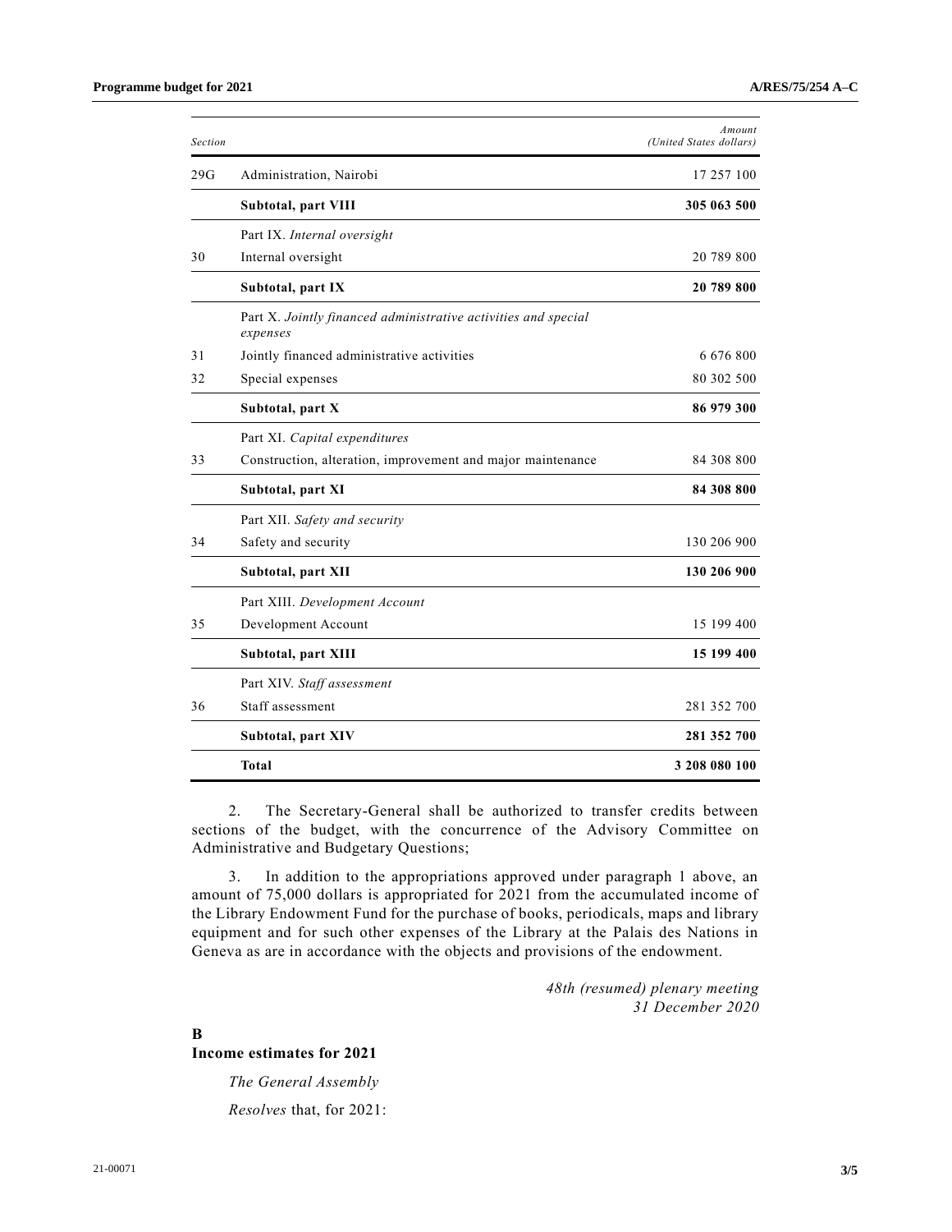| Section | | Amount (United States dollars) |
|---|---|---|
| 29G | Administration, Nairobi | 17 257 100 |
| | **Subtotal, part VIII** | **305 063 500** |
| | Part IX. *Internal oversight* | |
| 30 | Internal oversight | 20 789 800 |
| | **Subtotal, part IX** | **20 789 800** |
| | Part X. *Jointly financed administrative activities and special expenses* | |
| 31 | Jointly financed administrative activities | 6 676 800 |
| 32 | Special expenses | 80 302 500 |
| | **Subtotal, part X** | **86 979 300** |
| | Part XI. *Capital expenditures* | |
| 33 | Construction, alteration, improvement and major maintenance | 84 308 800 |
| | **Subtotal, part XI** | **84 308 800** |
| | Part XII. *Safety and security* | |
| 34 | Safety and security | 130 206 900 |
| | **Subtotal, part XII** | **130 206 900** |
| | Part XIII. *Development Account* | |
| 35 | Development Account | 15 199 400 |
| | **Subtotal, part XIII** | **15 199 400** |
| | Part XIV. *Staff assessment* | |
| 36 | Staff assessment | 281 352 700 |
| | **Subtotal, part XIV** | **281 352 700** |
| | **Total** | **3 208 080 100** |

2. The Secretary-General shall be authorized to transfer credits between sections of the budget, with the concurrence of the Advisory Committee on Administrative and Budgetary Questions;

3. In addition to the appropriations approved under paragraph 1 above, an amount of 75,000 dollars is appropriated for 2021 from the accumulated income of the Library Endowment Fund for the purchase of books, periodicals, maps and library equipment and for such other expenses of the Library at the Palais des Nations in Geneva as are in accordance with the objects and provisions of the endowment.

*48th (resumed) plenary meeting*
*31 December 2020*

## B
## Income estimates for 2021

*The General Assembly*

*Resolves* that, for 2021: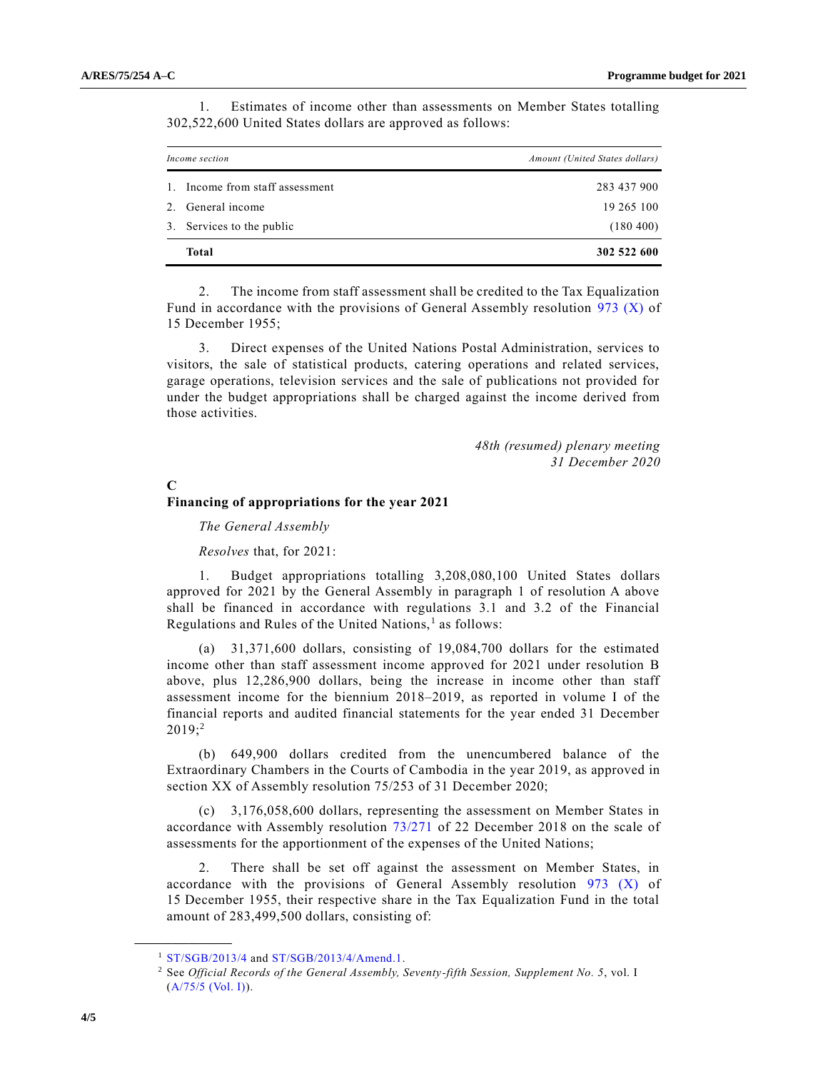1. Estimates of income other than assessments on Member States totalling 302,522,600 United States dollars are approved as follows:

| *Income section* | *Amount (United States dollars)* |
|---|---|
| 1. Income from staff assessment | 283 437 900 |
| 2. General income | 19 265 100 |
| 3. Services to the public | (180 400) |
| **Total** | **302 522 600** |

2. The income from staff assessment shall be credited to the Tax Equalization Fund in accordance with the provisions of General Assembly resolution 973 (X) of 15 December 1955;

3. Direct expenses of the United Nations Postal Administration, services to visitors, the sale of statistical products, catering operations and related services, garage operations, television services and the sale of publications not provided for under the budget appropriations shall be charged against the income derived from those activities.

*48th (resumed) plenary meeting*
*31 December 2020*

## C
## Financing of appropriations for the year 2021

*The General Assembly*

*Resolves* that, for 2021:

1. Budget appropriations totalling 3,208,080,100 United States dollars approved for 2021 by the General Assembly in paragraph 1 of resolution A above shall be financed in accordance with regulations 3.1 and 3.2 of the Financial Regulations and Rules of the United Nations,[1] as follows:

(a) 31,371,600 dollars, consisting of 19,084,700 dollars for the estimated income other than staff assessment income approved for 2021 under resolution B above, plus 12,286,900 dollars, being the increase in income other than staff assessment income for the biennium 2018–2019, as reported in volume I of the financial reports and audited financial statements for the year ended 31 December 2019;[2]

(b) 649,900 dollars credited from the unencumbered balance of the Extraordinary Chambers in the Courts of Cambodia in the year 2019, as approved in section XX of Assembly resolution 75/253 of 31 December 2020;

(c) 3,176,058,600 dollars, representing the assessment on Member States in accordance with Assembly resolution 73/271 of 22 December 2018 on the scale of assessments for the apportionment of the expenses of the United Nations;

2. There shall be set off against the assessment on Member States, in accordance with the provisions of General Assembly resolution 973 (X) of 15 December 1955, their respective share in the Tax Equalization Fund in the total amount of 283,499,500 dollars, consisting of:

---

[1] ST/SGB/2013/4 and ST/SGB/2013/4/Amend.1.

[2] See *Official Records of the General Assembly, Seventy-fifth Session, Supplement No. 5*, vol. I (A/75/5 (Vol. I)).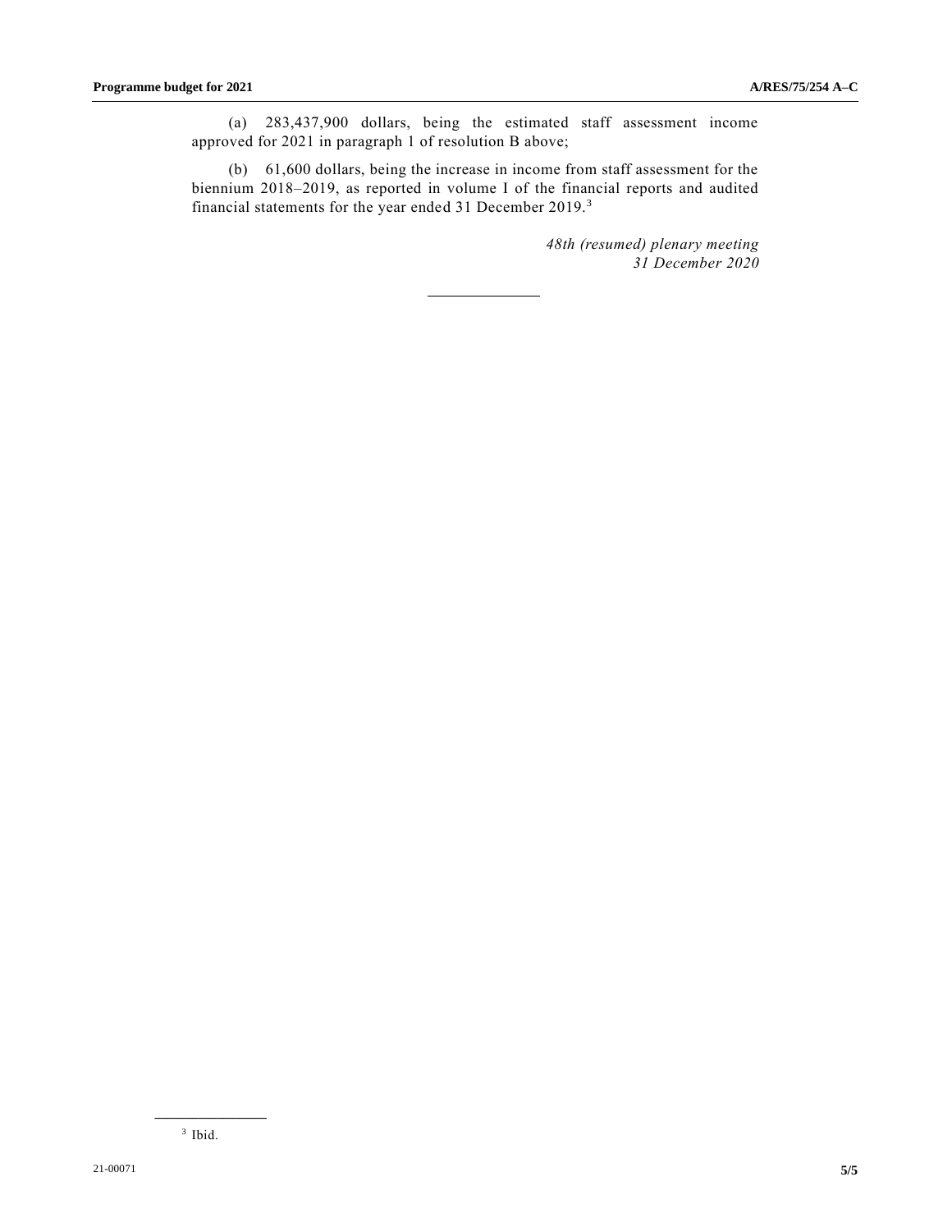(a) 283,437,900 dollars, being the estimated staff assessment income approved for 2021 in paragraph 1 of resolution B above;

(b) 61,600 dollars, being the increase in income from staff assessment for the biennium 2018–2019, as reported in volume I of the financial reports and audited financial statements for the year ended 31 December 2019.[3]

*48th (resumed) plenary meeting*
*31 December 2020*

---

[3] Ibid.